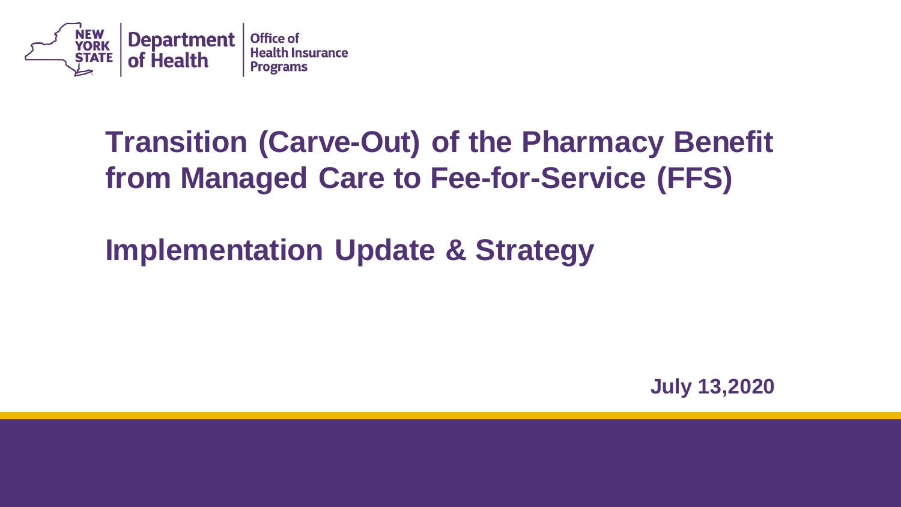New York State Department of Health | Office of Health Insurance Programs

# Transition (Carve-Out) of the Pharmacy Benefit from Managed Care to Fee-for-Service (FFS)

# Implementation Update & Strategy

**July 13,2020**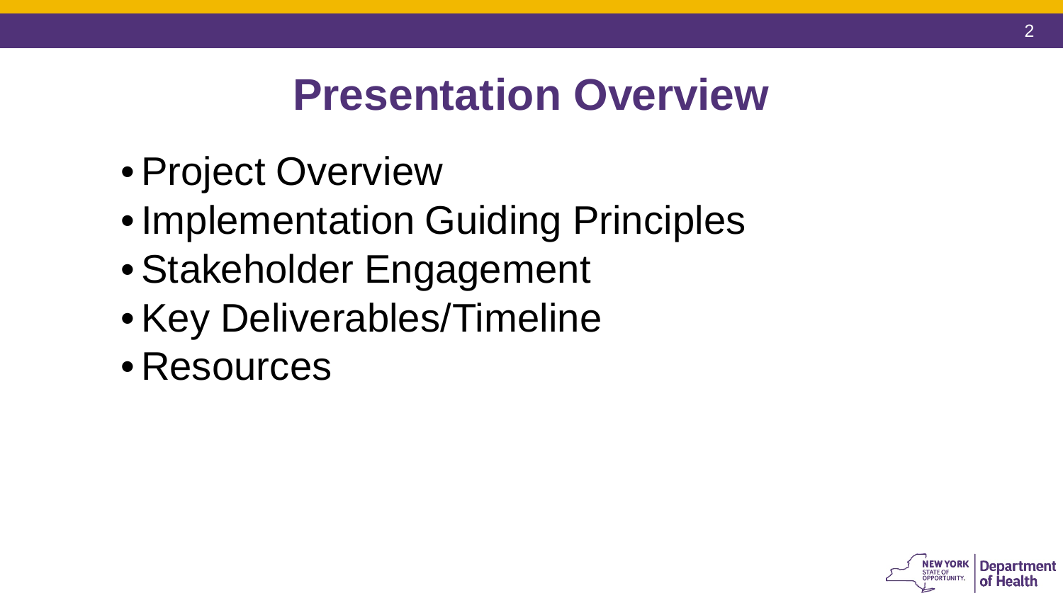# Presentation Overview

- Project Overview
- Implementation Guiding Principles
- Stakeholder Engagement
- Key Deliverables/Timeline
- Resources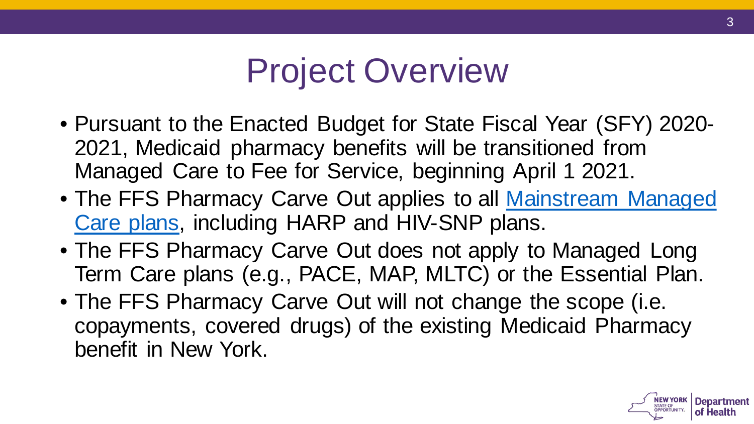# Project Overview

- Pursuant to the Enacted Budget for State Fiscal Year (SFY) 2020-2021, Medicaid pharmacy benefits will be transitioned from Managed Care to Fee for Service, beginning April 1 2021.
- The FFS Pharmacy Carve Out applies to all Mainstream Managed Care plans, including HARP and HIV-SNP plans.
- The FFS Pharmacy Carve Out does not apply to Managed Long Term Care plans (e.g., PACE, MAP, MLTC) or the Essential Plan.
- The FFS Pharmacy Carve Out will not change the scope (i.e. copayments, covered drugs) of the existing Medicaid Pharmacy benefit in New York.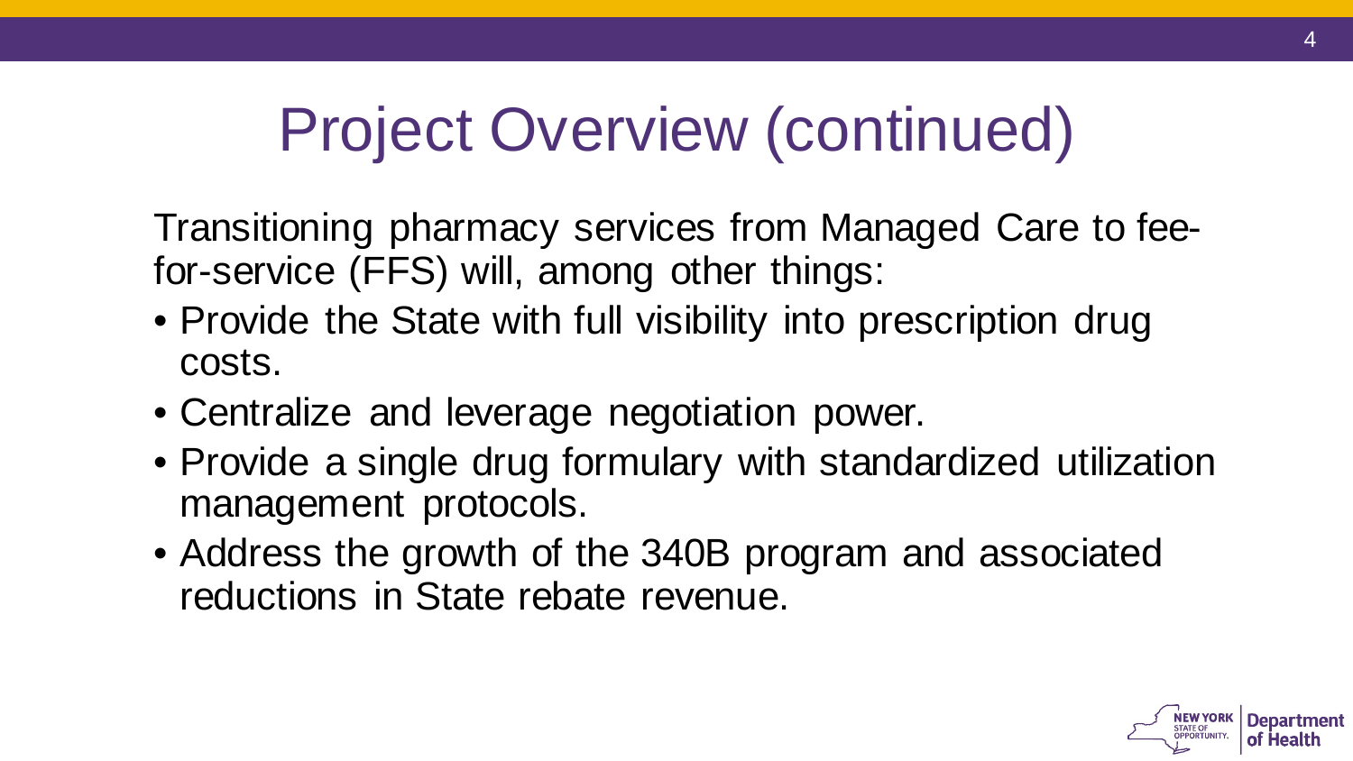# Project Overview (continued)

Transitioning pharmacy services from Managed Care to fee-for-service (FFS) will, among other things:

- Provide the State with full visibility into prescription drug costs.
- Centralize and leverage negotiation power.
- Provide a single drug formulary with standardized utilization management protocols.
- Address the growth of the 340B program and associated reductions in State rebate revenue.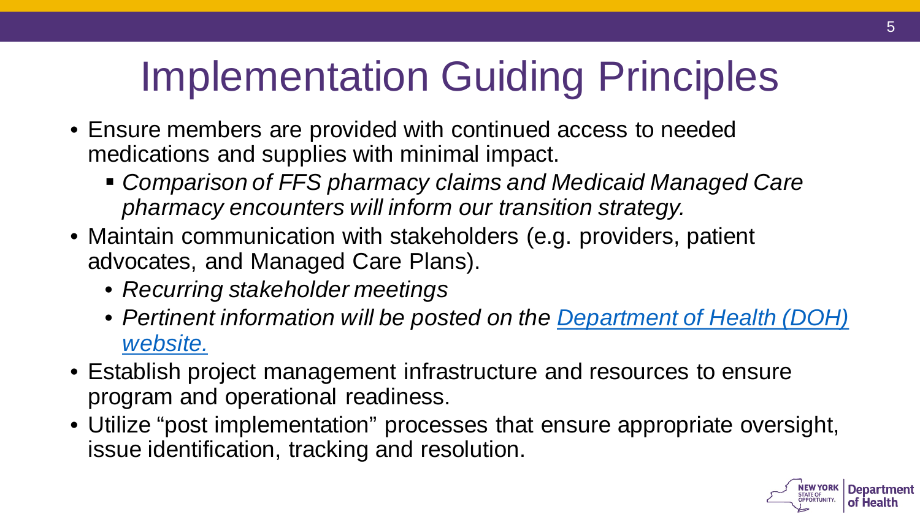# Implementation Guiding Principles

- Ensure members are provided with continued access to needed medications and supplies with minimal impact.
  - *Comparison of FFS pharmacy claims and Medicaid Managed Care pharmacy encounters will inform our transition strategy.*
- Maintain communication with stakeholders (e.g. providers, patient advocates, and Managed Care Plans).
  - *Recurring stakeholder meetings*
  - *Pertinent information will be posted on the Department of Health (DOH) website.*
- Establish project management infrastructure and resources to ensure program and operational readiness.
- Utilize "post implementation" processes that ensure appropriate oversight, issue identification, tracking and resolution.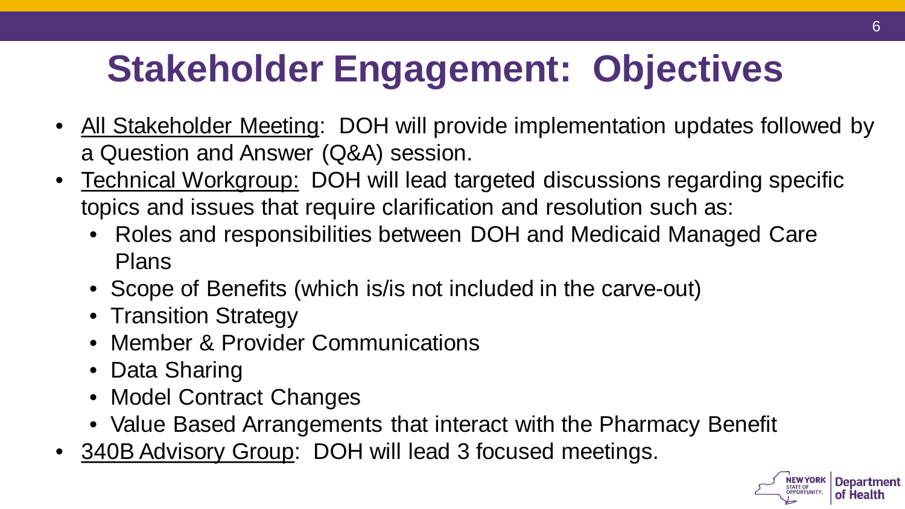# Stakeholder Engagement: Objectives

- All Stakeholder Meeting: DOH will provide implementation updates followed by a Question and Answer (Q&A) session.
- Technical Workgroup: DOH will lead targeted discussions regarding specific topics and issues that require clarification and resolution such as:
  - Roles and responsibilities between DOH and Medicaid Managed Care Plans
  - Scope of Benefits (which is/is not included in the carve-out)
  - Transition Strategy
  - Member & Provider Communications
  - Data Sharing
  - Model Contract Changes
  - Value Based Arrangements that interact with the Pharmacy Benefit
- 340B Advisory Group: DOH will lead 3 focused meetings.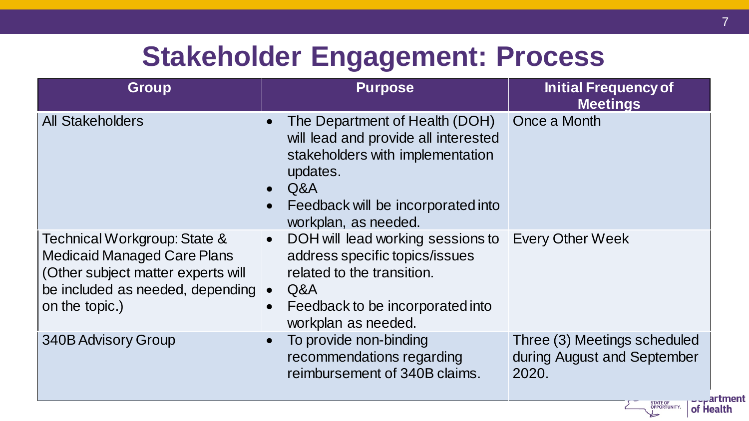# Stakeholder Engagement: Process

| Group | Purpose | Initial Frequency of Meetings |
|---|---|---|
| All Stakeholders | • The Department of Health (DOH) will lead and provide all interested stakeholders with implementation updates.<br>• Q&A<br>• Feedback will be incorporated into workplan, as needed. | Once a Month |
| Technical Workgroup: State & Medicaid Managed Care Plans (Other subject matter experts will be included as needed, depending on the topic.) | • DOH will lead working sessions to address specific topics/issues related to the transition.<br>• Q&A<br>• Feedback to be incorporated into workplan as needed. | Every Other Week |
| 340B Advisory Group | • To provide non-binding recommendations regarding reimbursement of 340B claims. | Three (3) Meetings scheduled during August and September 2020. |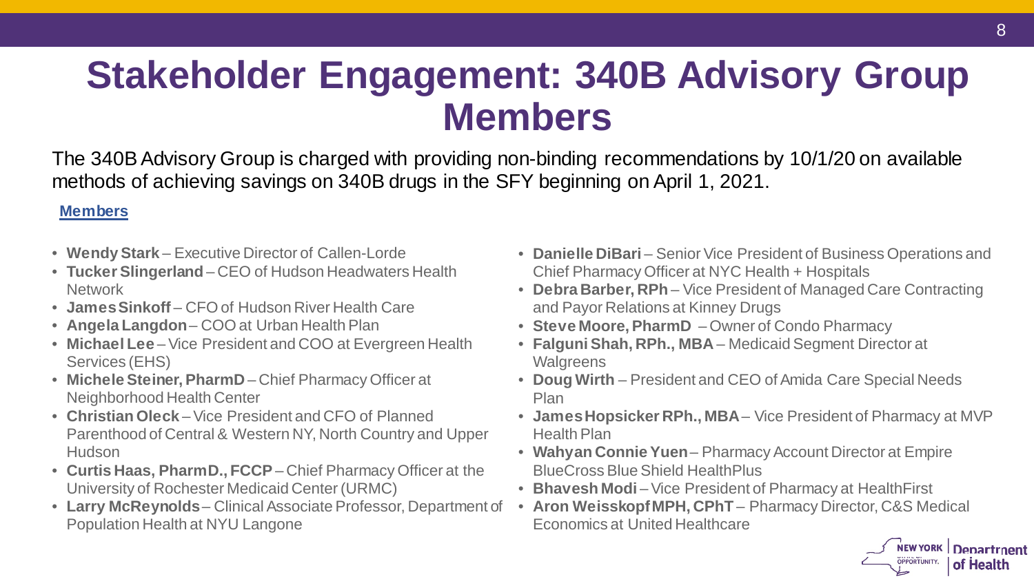# Stakeholder Engagement: 340B Advisory Group Members

The 340B Advisory Group is charged with providing non-binding recommendations by 10/1/20 on available methods of achieving savings on 340B drugs in the SFY beginning on April 1, 2021.

**Members**

- **Wendy Stark** – Executive Director of Callen-Lorde
- **Tucker Slingerland** – CEO of Hudson Headwaters Health Network
- **James Sinkoff** – CFO of Hudson River Health Care
- **Angela Langdon** – COO at Urban Health Plan
- **Michael Lee** – Vice President and COO at Evergreen Health Services (EHS)
- **Michele Steiner, PharmD** – Chief Pharmacy Officer at Neighborhood Health Center
- **Christian Oleck** – Vice President and CFO of Planned Parenthood of Central & Western NY, North Country and Upper Hudson
- **Curtis Haas, PharmD., FCCP** – Chief Pharmacy Officer at the University of Rochester Medicaid Center (URMC)
- **Larry McReynolds** – Clinical Associate Professor, Department of Population Health at NYU Langone
- **Danielle DiBari** – Senior Vice President of Business Operations and Chief Pharmacy Officer at NYC Health + Hospitals
- **Debra Barber, RPh** – Vice President of Managed Care Contracting and Payor Relations at Kinney Drugs
- **Steve Moore, PharmD** – Owner of Condo Pharmacy
- **Falguni Shah, RPh., MBA** – Medicaid Segment Director at Walgreens
- **Doug Wirth** – President and CEO of Amida Care Special Needs Plan
- **James Hopsicker RPh., MBA** – Vice President of Pharmacy at MVP Health Plan
- **Wahyan Connie Yuen** – Pharmacy Account Director at Empire BlueCross Blue Shield HealthPlus
- **Bhavesh Modi** – Vice President of Pharmacy at HealthFirst
- **Aron Weisskopf MPH, CPhT** – Pharmacy Director, C&S Medical Economics at United Healthcare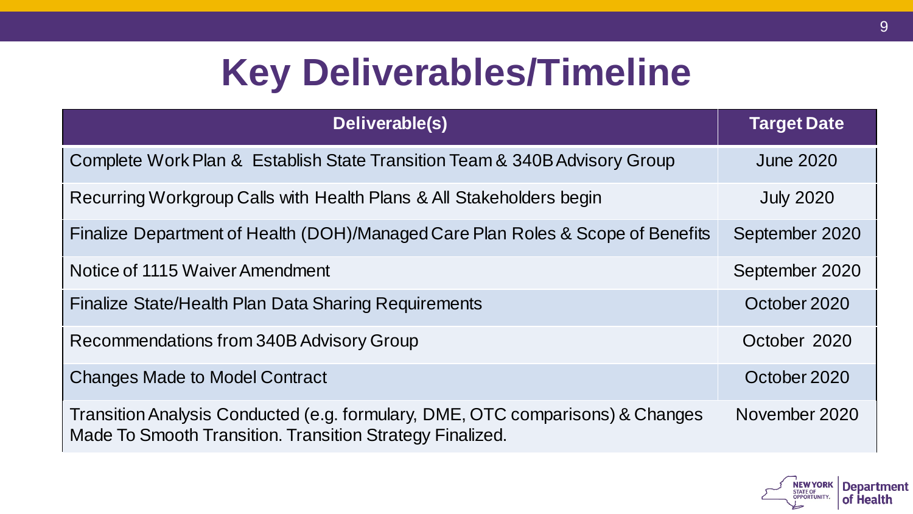# Key Deliverables/Timeline

| Deliverable(s) | Target Date |
| --- | --- |
| Complete Work Plan & Establish State Transition Team & 340B Advisory Group | June 2020 |
| Recurring Workgroup Calls with Health Plans & All Stakeholders begin | July 2020 |
| Finalize Department of Health (DOH)/Managed Care Plan Roles & Scope of Benefits | September 2020 |
| Notice of 1115 Waiver Amendment | September 2020 |
| Finalize State/Health Plan Data Sharing Requirements | October 2020 |
| Recommendations from 340B Advisory Group | October 2020 |
| Changes Made to Model Contract | October 2020 |
| Transition Analysis Conducted (e.g. formulary, DME, OTC comparisons) & Changes Made To Smooth Transition. Transition Strategy Finalized. | November 2020 |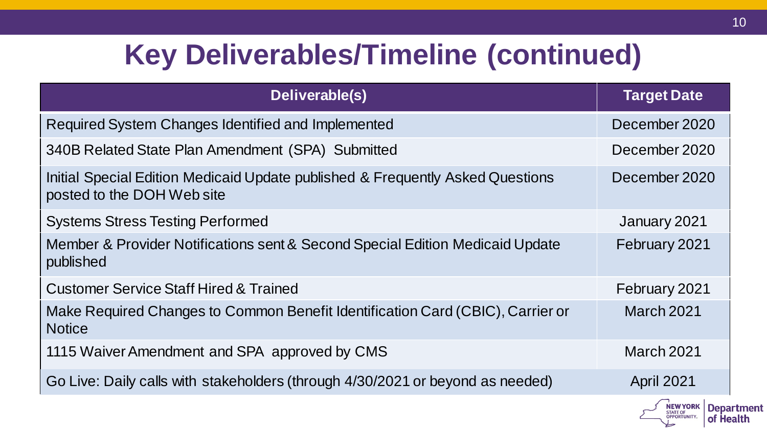# Key Deliverables/Timeline (continued)

| Deliverable(s) | Target Date |
|---|---|
| Required System Changes Identified and Implemented | December 2020 |
| 340B Related State Plan Amendment (SPA) Submitted | December 2020 |
| Initial Special Edition Medicaid Update published & Frequently Asked Questions posted to the DOH Web site | December 2020 |
| Systems Stress Testing Performed | January 2021 |
| Member & Provider Notifications sent & Second Special Edition Medicaid Update published | February 2021 |
| Customer Service Staff Hired & Trained | February 2021 |
| Make Required Changes to Common Benefit Identification Card (CBIC), Carrier or Notice | March 2021 |
| 1115 Waiver Amendment and SPA approved by CMS | March 2021 |
| Go Live: Daily calls with stakeholders (through 4/30/2021 or beyond as needed) | April 2021 |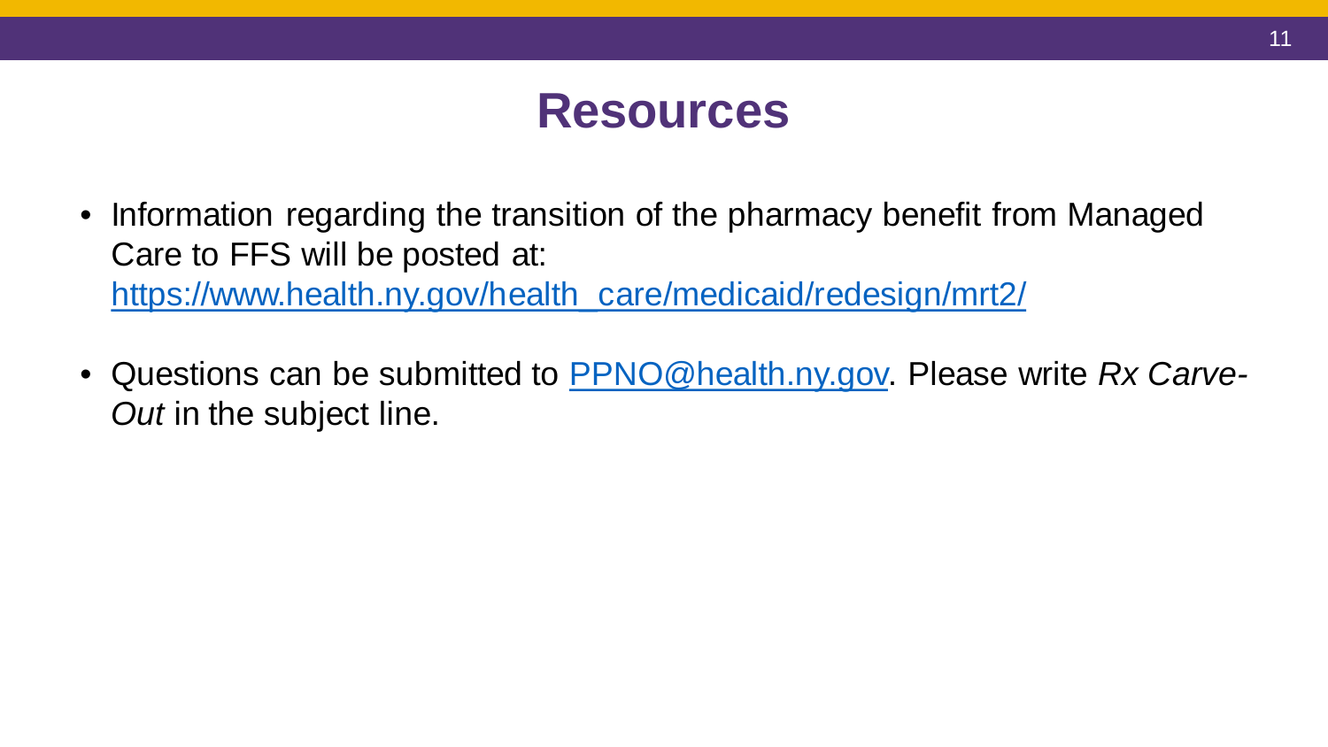# Resources

- Information regarding the transition of the pharmacy benefit from Managed Care to FFS will be posted at: https://www.health.ny.gov/health_care/medicaid/redesign/mrt2/
- Questions can be submitted to PPNO@health.ny.gov. Please write *Rx Carve-Out* in the subject line.